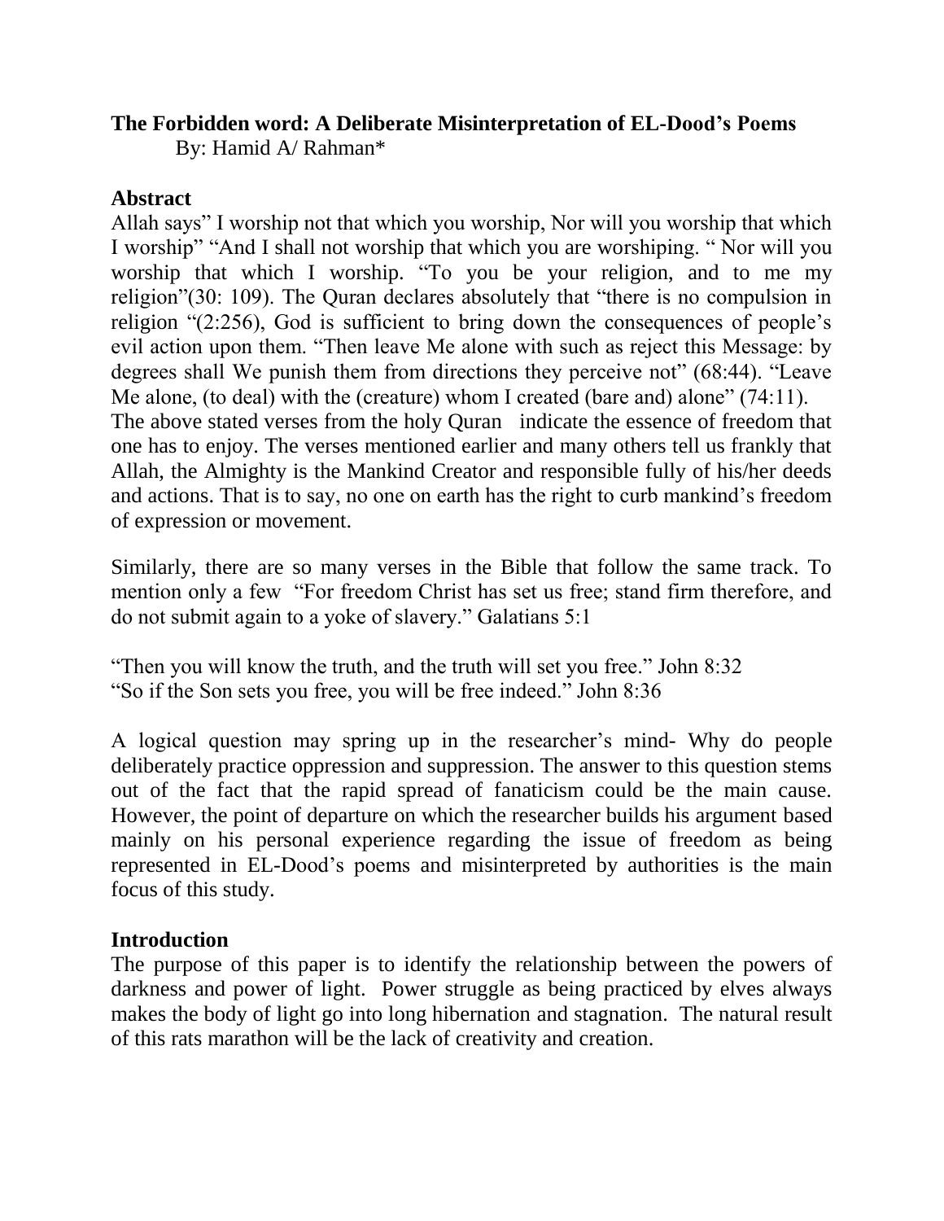**The Forbidden word: A Deliberate Misinterpretation of EL-Dood's Poems**

By: Hamid A/ Rahman*

## Abstract

Allah says" I worship not that which you worship, Nor will you worship that which I worship" "And I shall not worship that which you are worshiping. " Nor will you worship that which I worship. "To you be your religion, and to me my religion"(30: 109). The Quran declares absolutely that "there is no compulsion in religion "(2:256), God is sufficient to bring down the consequences of people's evil action upon them. "Then leave Me alone with such as reject this Message: by degrees shall We punish them from directions they perceive not" (68:44). "Leave Me alone, (to deal) with the (creature) whom I created (bare and) alone" (74:11). The above stated verses from the holy Quran indicate the essence of freedom that one has to enjoy. The verses mentioned earlier and many others tell us frankly that Allah, the Almighty is the Mankind Creator and responsible fully of his/her deeds and actions. That is to say, no one on earth has the right to curb mankind's freedom of expression or movement.

Similarly, there are so many verses in the Bible that follow the same track. To mention only a few "For freedom Christ has set us free; stand firm therefore, and do not submit again to a yoke of slavery." Galatians 5:1

"Then you will know the truth, and the truth will set you free." John 8:32
"So if the Son sets you free, you will be free indeed." John 8:36

A logical question may spring up in the researcher's mind- Why do people deliberately practice oppression and suppression. The answer to this question stems out of the fact that the rapid spread of fanaticism could be the main cause. However, the point of departure on which the researcher builds his argument based mainly on his personal experience regarding the issue of freedom as being represented in EL-Dood's poems and misinterpreted by authorities is the main focus of this study.

## Introduction

The purpose of this paper is to identify the relationship between the powers of darkness and power of light. Power struggle as being practiced by elves always makes the body of light go into long hibernation and stagnation. The natural result of this rats marathon will be the lack of creativity and creation.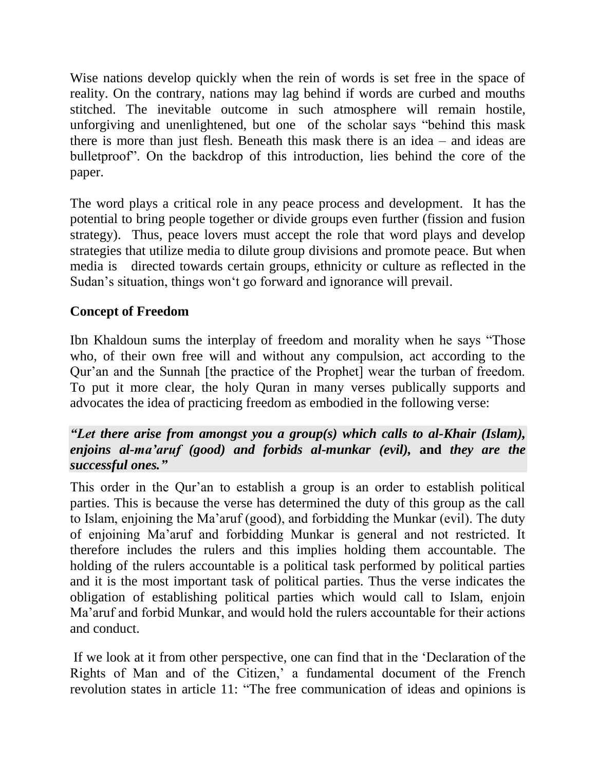Wise nations develop quickly when the rein of words is set free in the space of reality. On the contrary, nations may lag behind if words are curbed and mouths stitched. The inevitable outcome in such atmosphere will remain hostile, unforgiving and unenlightened, but one of the scholar says "behind this mask there is more than just flesh. Beneath this mask there is an idea – and ideas are bulletproof". On the backdrop of this introduction, lies behind the core of the paper.

The word plays a critical role in any peace process and development. It has the potential to bring people together or divide groups even further (fission and fusion strategy). Thus, peace lovers must accept the role that word plays and develop strategies that utilize media to dilute group divisions and promote peace. But when media is directed towards certain groups, ethnicity or culture as reflected in the Sudan's situation, things won't go forward and ignorance will prevail.

**Concept of Freedom**

Ibn Khaldoun sums the interplay of freedom and morality when he says "Those who, of their own free will and without any compulsion, act according to the Qur'an and the Sunnah [the practice of the Prophet] wear the turban of freedom. To put it more clear, the holy Quran in many verses publically supports and advocates the idea of practicing freedom as embodied in the following verse:

***"Let there arise from amongst you a group(s) which calls to al-Khair (Islam), enjoins al-ma'aruf (good) and forbids al-munkar (evil),* and *they are the successful ones."***

This order in the Qur'an to establish a group is an order to establish political parties. This is because the verse has determined the duty of this group as the call to Islam, enjoining the Ma'aruf (good), and forbidding the Munkar (evil). The duty of enjoining Ma'aruf and forbidding Munkar is general and not restricted. It therefore includes the rulers and this implies holding them accountable. The holding of the rulers accountable is a political task performed by political parties and it is the most important task of political parties. Thus the verse indicates the obligation of establishing political parties which would call to Islam, enjoin Ma'aruf and forbid Munkar, and would hold the rulers accountable for their actions and conduct.

If we look at it from other perspective, one can find that in the 'Declaration of the Rights of Man and of the Citizen,' a fundamental document of the French revolution states in article 11: "The free communication of ideas and opinions is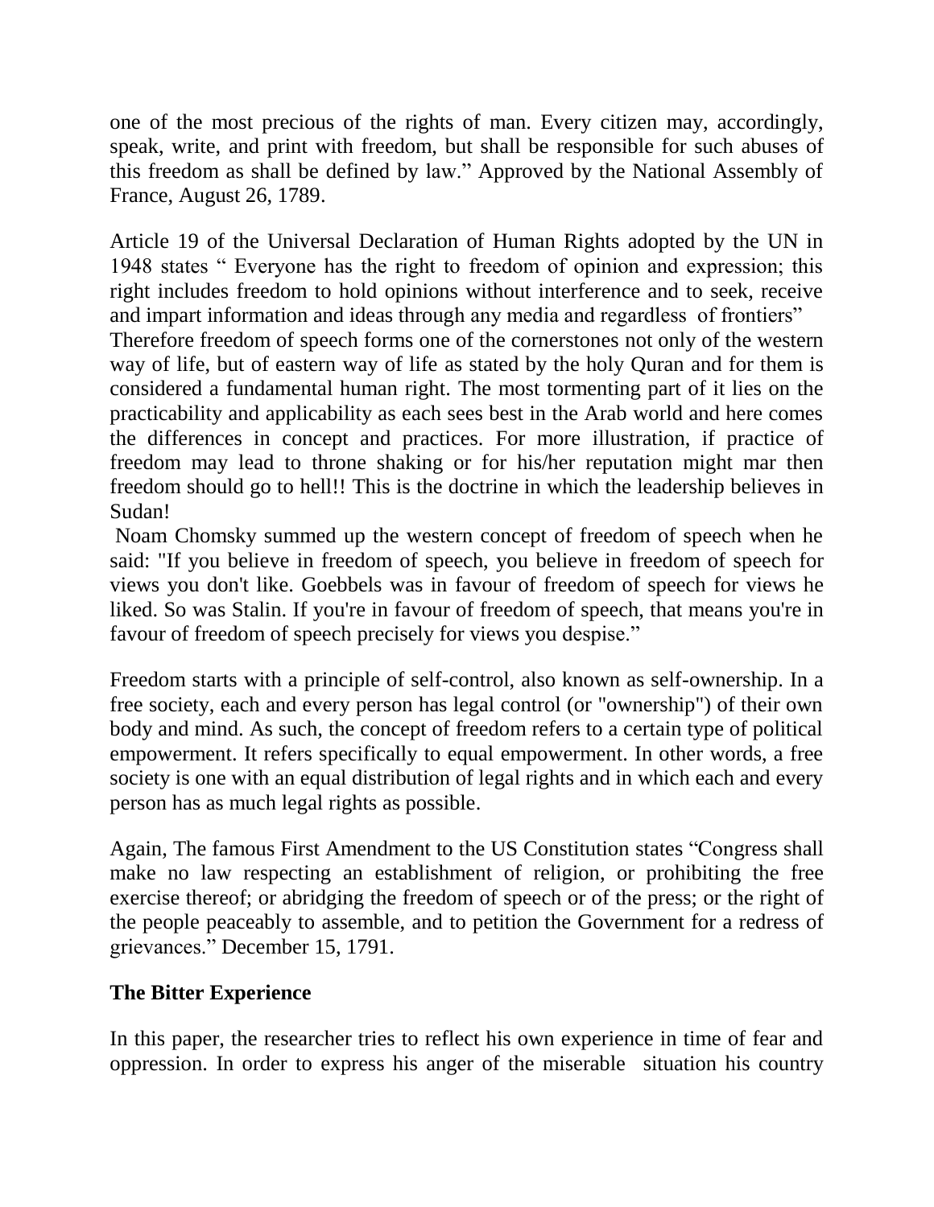one of the most precious of the rights of man. Every citizen may, accordingly, speak, write, and print with freedom, but shall be responsible for such abuses of this freedom as shall be defined by law." Approved by the National Assembly of France, August 26, 1789.

Article 19 of the Universal Declaration of Human Rights adopted by the UN in 1948 states " Everyone has the right to freedom of opinion and expression; this right includes freedom to hold opinions without interference and to seek, receive and impart information and ideas through any media and regardless of frontiers"
Therefore freedom of speech forms one of the cornerstones not only of the western way of life, but of eastern way of life as stated by the holy Quran and for them is considered a fundamental human right. The most tormenting part of it lies on the practicability and applicability as each sees best in the Arab world and here comes the differences in concept and practices. For more illustration, if practice of freedom may lead to throne shaking or for his/her reputation might mar then freedom should go to hell!! This is the doctrine in which the leadership believes in Sudan!
Noam Chomsky summed up the western concept of freedom of speech when he said: "If you believe in freedom of speech, you believe in freedom of speech for views you don't like. Goebbels was in favour of freedom of speech for views he liked. So was Stalin. If you're in favour of freedom of speech, that means you're in favour of freedom of speech precisely for views you despise."

Freedom starts with a principle of self-control, also known as self-ownership. In a free society, each and every person has legal control (or "ownership") of their own body and mind. As such, the concept of freedom refers to a certain type of political empowerment. It refers specifically to equal empowerment. In other words, a free society is one with an equal distribution of legal rights and in which each and every person has as much legal rights as possible.

Again, The famous First Amendment to the US Constitution states "Congress shall make no law respecting an establishment of religion, or prohibiting the free exercise thereof; or abridging the freedom of speech or of the press; or the right of the people peaceably to assemble, and to petition the Government for a redress of grievances." December 15, 1791.

**The Bitter Experience**

In this paper, the researcher tries to reflect his own experience in time of fear and oppression. In order to express his anger of the miserable situation his country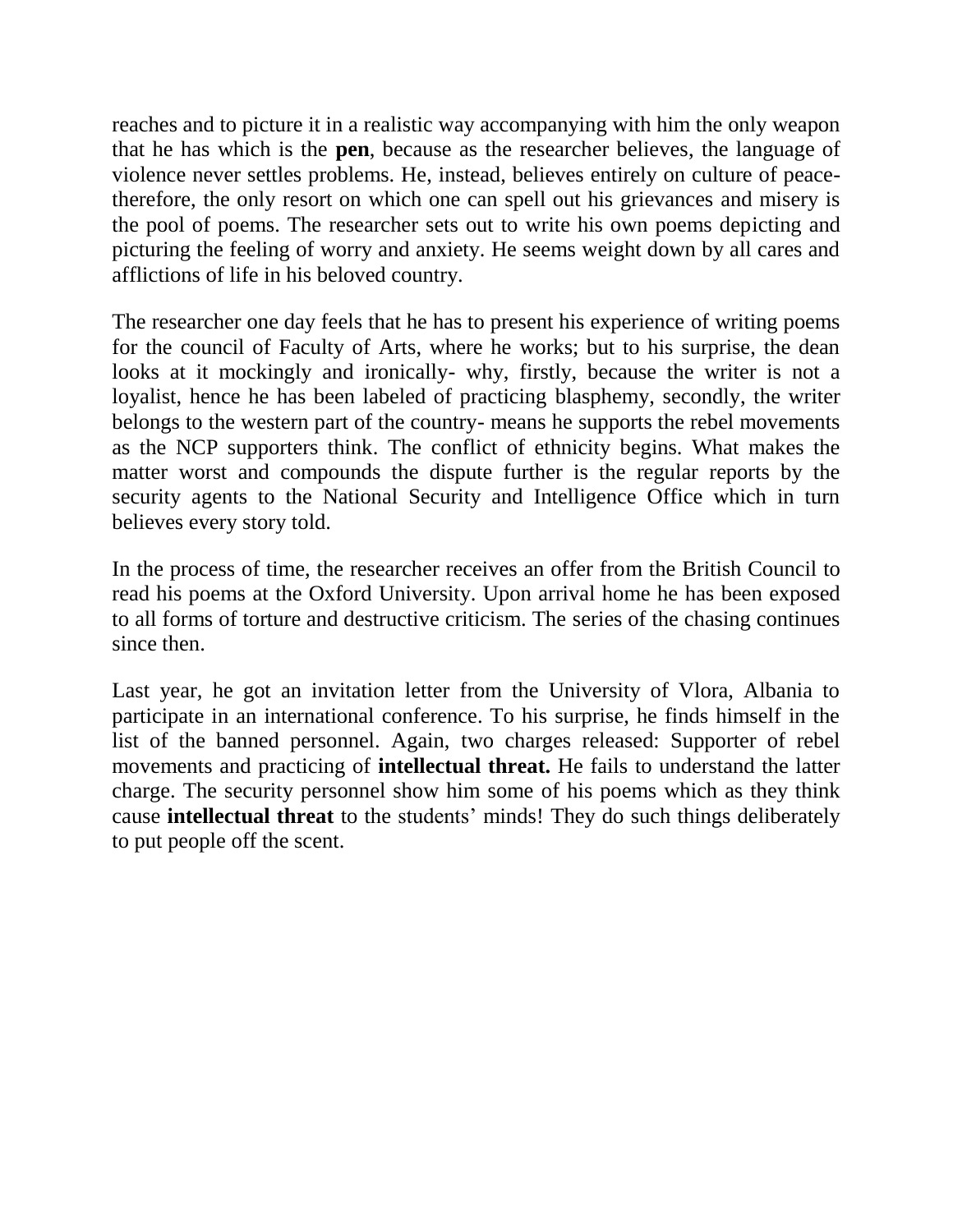reaches and to picture it in a realistic way accompanying with him the only weapon that he has which is the **pen**, because as the researcher believes, the language of violence never settles problems. He, instead, believes entirely on culture of peace- therefore, the only resort on which one can spell out his grievances and misery is the pool of poems. The researcher sets out to write his own poems depicting and picturing the feeling of worry and anxiety. He seems weight down by all cares and afflictions of life in his beloved country.

The researcher one day feels that he has to present his experience of writing poems for the council of Faculty of Arts, where he works; but to his surprise, the dean looks at it mockingly and ironically- why, firstly, because the writer is not a loyalist, hence he has been labeled of practicing blasphemy, secondly, the writer belongs to the western part of the country- means he supports the rebel movements as the NCP supporters think. The conflict of ethnicity begins. What makes the matter worst and compounds the dispute further is the regular reports by the security agents to the National Security and Intelligence Office which in turn believes every story told.

In the process of time, the researcher receives an offer from the British Council to read his poems at the Oxford University. Upon arrival home he has been exposed to all forms of torture and destructive criticism. The series of the chasing continues since then.

Last year, he got an invitation letter from the University of Vlora, Albania to participate in an international conference. To his surprise, he finds himself in the list of the banned personnel. Again, two charges released: Supporter of rebel movements and practicing of **intellectual threat.** He fails to understand the latter charge. The security personnel show him some of his poems which as they think cause **intellectual threat** to the students' minds! They do such things deliberately to put people off the scent.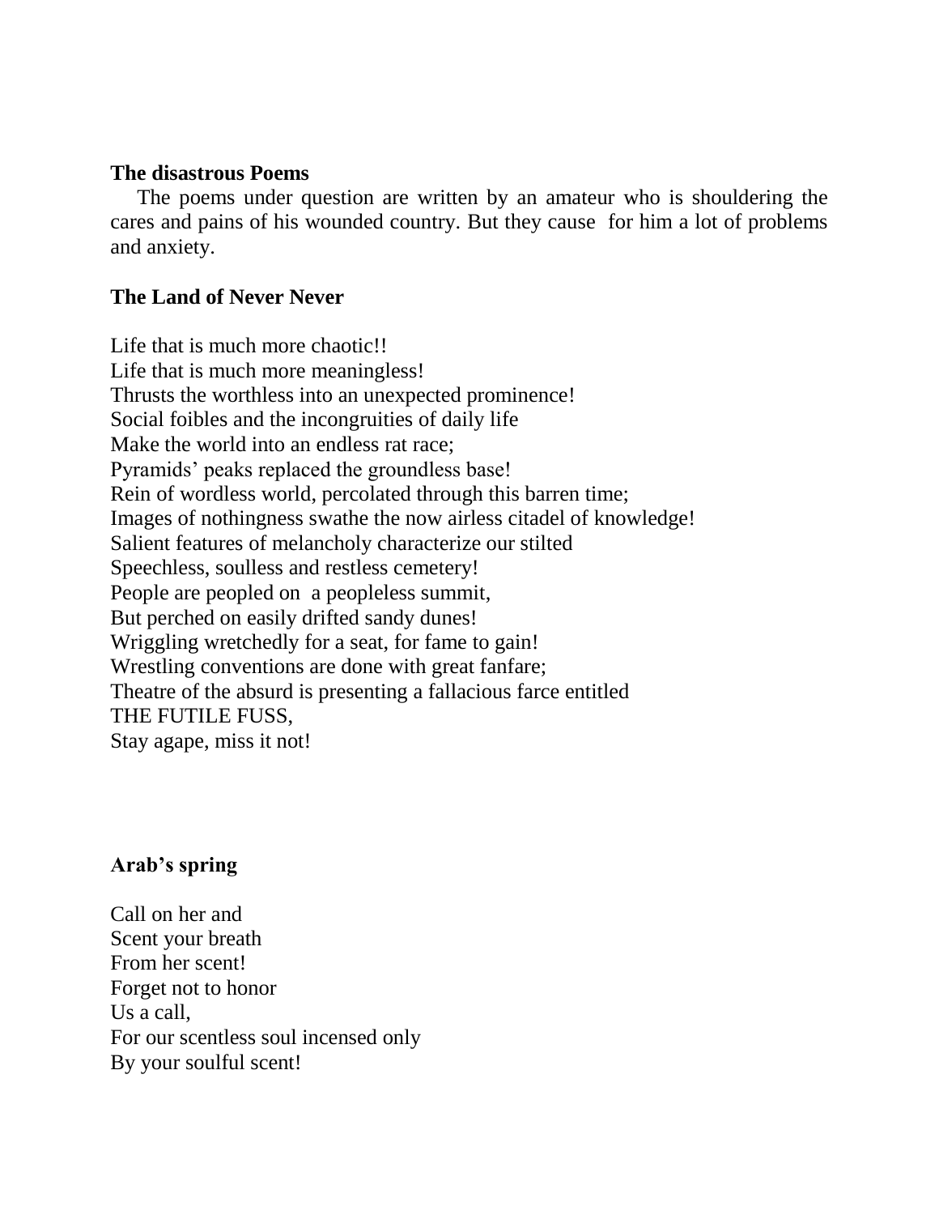**The disastrous Poems**

The poems under question are written by an amateur who is shouldering the cares and pains of his wounded country. But they cause for him a lot of problems and anxiety.

**The Land of Never Never**

Life that is much more chaotic!!  
Life that is much more meaningless!  
Thrusts the worthless into an unexpected prominence!  
Social foibles and the incongruities of daily life  
Make the world into an endless rat race;  
Pyramids' peaks replaced the groundless base!  
Rein of wordless world, percolated through this barren time;  
Images of nothingness swathe the now airless citadel of knowledge!  
Salient features of melancholy characterize our stilted  
Speechless, soulless and restless cemetery!  
People are peopled on a peopleless summit,  
But perched on easily drifted sandy dunes!  
Wriggling wretchedly for a seat, for fame to gain!  
Wrestling conventions are done with great fanfare;  
Theatre of the absurd is presenting a fallacious farce entitled  
THE FUTILE FUSS,  
Stay agape, miss it not!

**Arab's spring**

Call on her and  
Scent your breath  
From her scent!  
Forget not to honor  
Us a call,  
For our scentless soul incensed only  
By your soulful scent!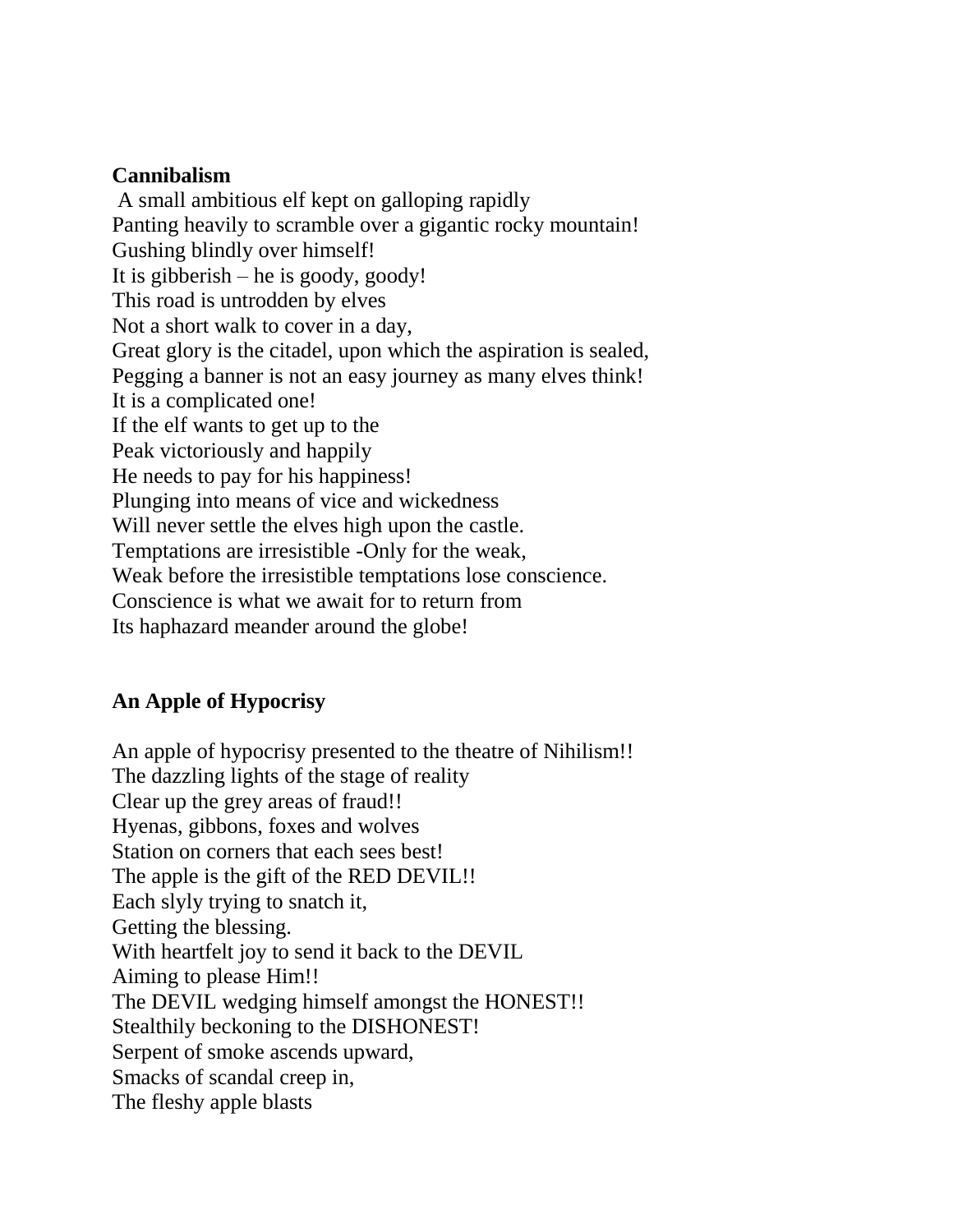**Cannibalism**

A small ambitious elf kept on galloping rapidly
Panting heavily to scramble over a gigantic rocky mountain!
Gushing blindly over himself!
It is gibberish – he is goody, goody!
This road is untrodden by elves
Not a short walk to cover in a day,
Great glory is the citadel, upon which the aspiration is sealed,
Pegging a banner is not an easy journey as many elves think!
It is a complicated one!
If the elf wants to get up to the
Peak victoriously and happily
He needs to pay for his happiness!
Plunging into means of vice and wickedness
Will never settle the elves high upon the castle.
Temptations are irresistible -Only for the weak,
Weak before the irresistible temptations lose conscience.
Conscience is what we await for to return from
Its haphazard meander around the globe!

**An Apple of Hypocrisy**

An apple of hypocrisy presented to the theatre of Nihilism!!
The dazzling lights of the stage of reality
Clear up the grey areas of fraud!!
Hyenas, gibbons, foxes and wolves
Station on corners that each sees best!
The apple is the gift of the RED DEVIL!!
Each slyly trying to snatch it,
Getting the blessing.
With heartfelt joy to send it back to the DEVIL
Aiming to please Him!!
The DEVIL wedging himself amongst the HONEST!!
Stealthily beckoning to the DISHONEST!
Serpent of smoke ascends upward,
Smacks of scandal creep in,
The fleshy apple blasts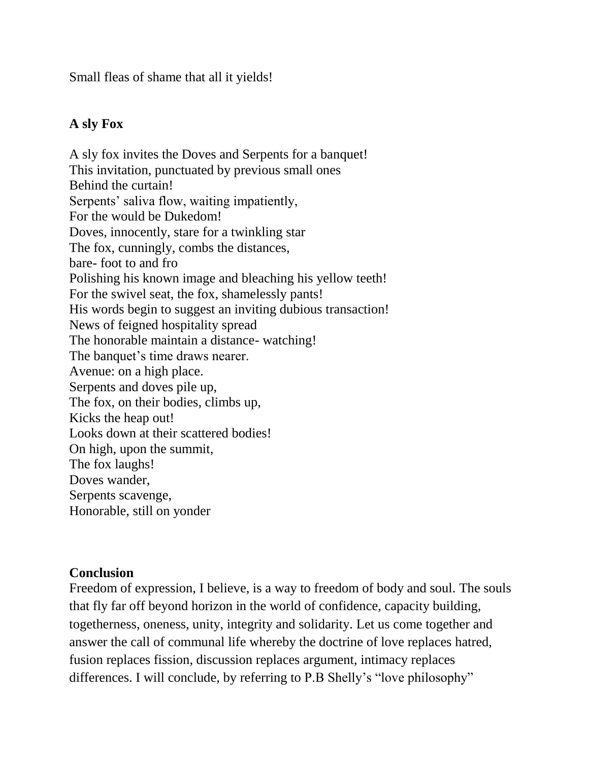Small fleas of shame that all it yields!

**A sly Fox**

A sly fox invites the Doves and Serpents for a banquet!
This invitation, punctuated by previous small ones
Behind the curtain!
Serpents' saliva flow, waiting impatiently,
For the would be Dukedom!
Doves, innocently, stare for a twinkling star
The fox, cunningly, combs the distances,
bare- foot to and fro
Polishing his known image and bleaching his yellow teeth!
For the swivel seat, the fox, shamelessly pants!
His words begin to suggest an inviting dubious transaction!
News of feigned hospitality spread
The honorable maintain a distance- watching!
The banquet's time draws nearer.
Avenue: on a high place.
Serpents and doves pile up,
The fox, on their bodies, climbs up,
Kicks the heap out!
Looks down at their scattered bodies!
On high, upon the summit,
The fox laughs!
Doves wander,
Serpents scavenge,
Honorable, still on yonder

**Conclusion**

Freedom of expression, I believe, is a way to freedom of body and soul. The souls that fly far off beyond horizon in the world of confidence, capacity building, togetherness, oneness, unity, integrity and solidarity. Let us come together and answer the call of communal life whereby the doctrine of love replaces hatred, fusion replaces fission, discussion replaces argument, intimacy replaces differences. I will conclude, by referring to P.B Shelly's "love philosophy"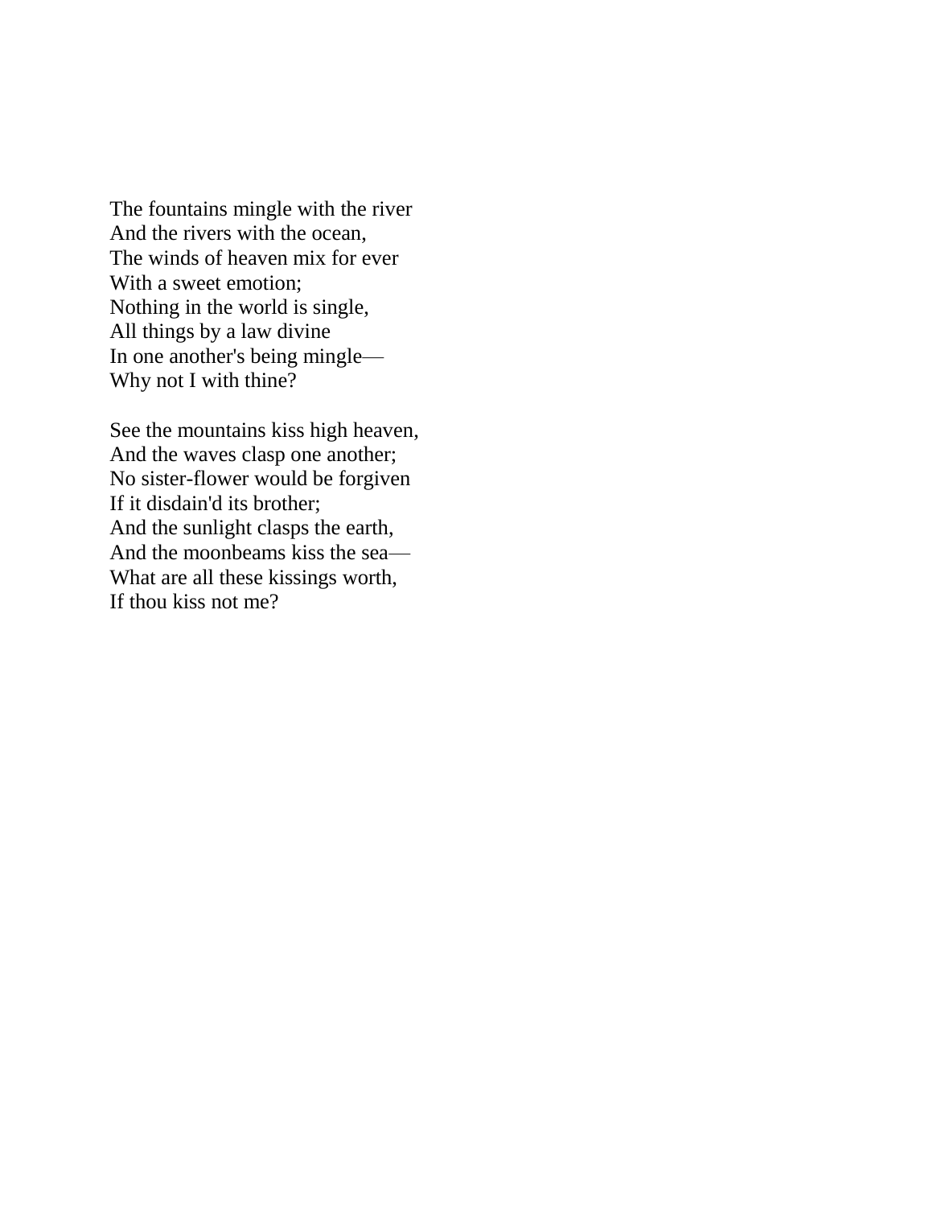The fountains mingle with the river  
And the rivers with the ocean,  
The winds of heaven mix for ever  
With a sweet emotion;  
Nothing in the world is single,  
All things by a law divine  
In one another's being mingle—  
Why not I with thine?

See the mountains kiss high heaven,  
And the waves clasp one another;  
No sister-flower would be forgiven  
If it disdain'd its brother;  
And the sunlight clasps the earth,  
And the moonbeams kiss the sea—  
What are all these kissings worth,  
If thou kiss not me?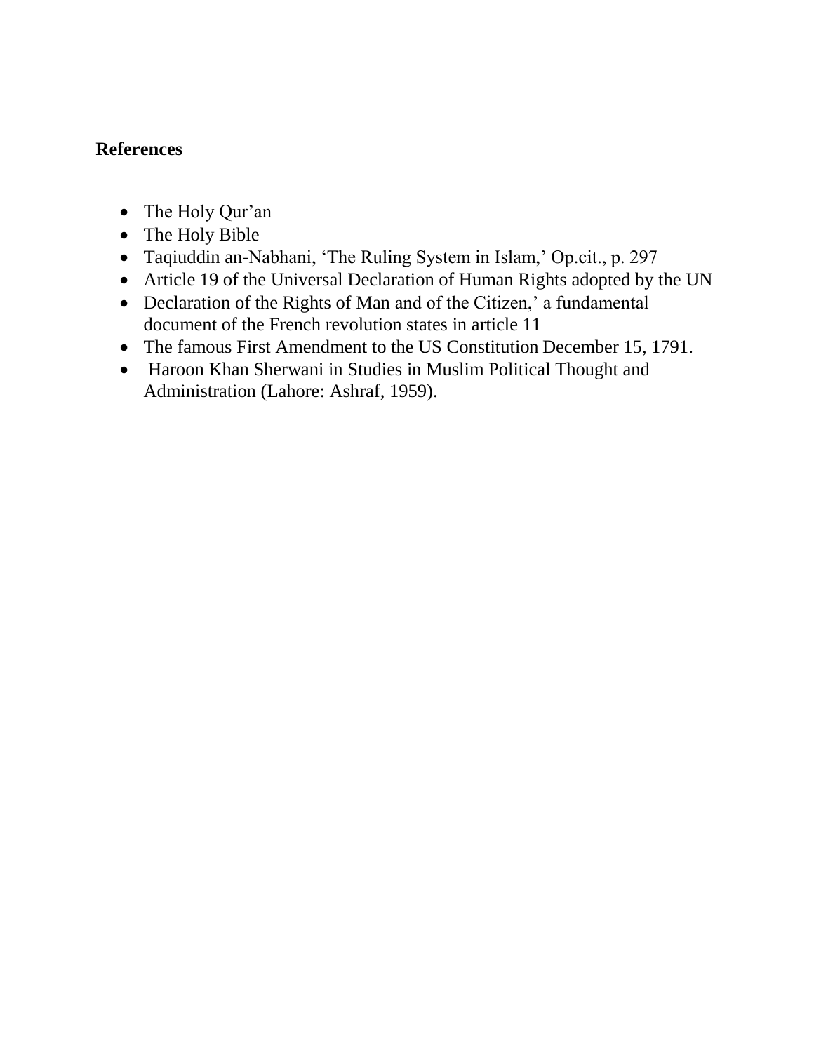**References**

- The Holy Qur'an
- The Holy Bible
- Taqiuddin an-Nabhani, 'The Ruling System in Islam,' Op.cit., p. 297
- Article 19 of the Universal Declaration of Human Rights adopted by the UN
- Declaration of the Rights of Man and of the Citizen,' a fundamental document of the French revolution states in article 11
- The famous First Amendment to the US Constitution December 15, 1791.
- Haroon Khan Sherwani in Studies in Muslim Political Thought and Administration (Lahore: Ashraf, 1959).